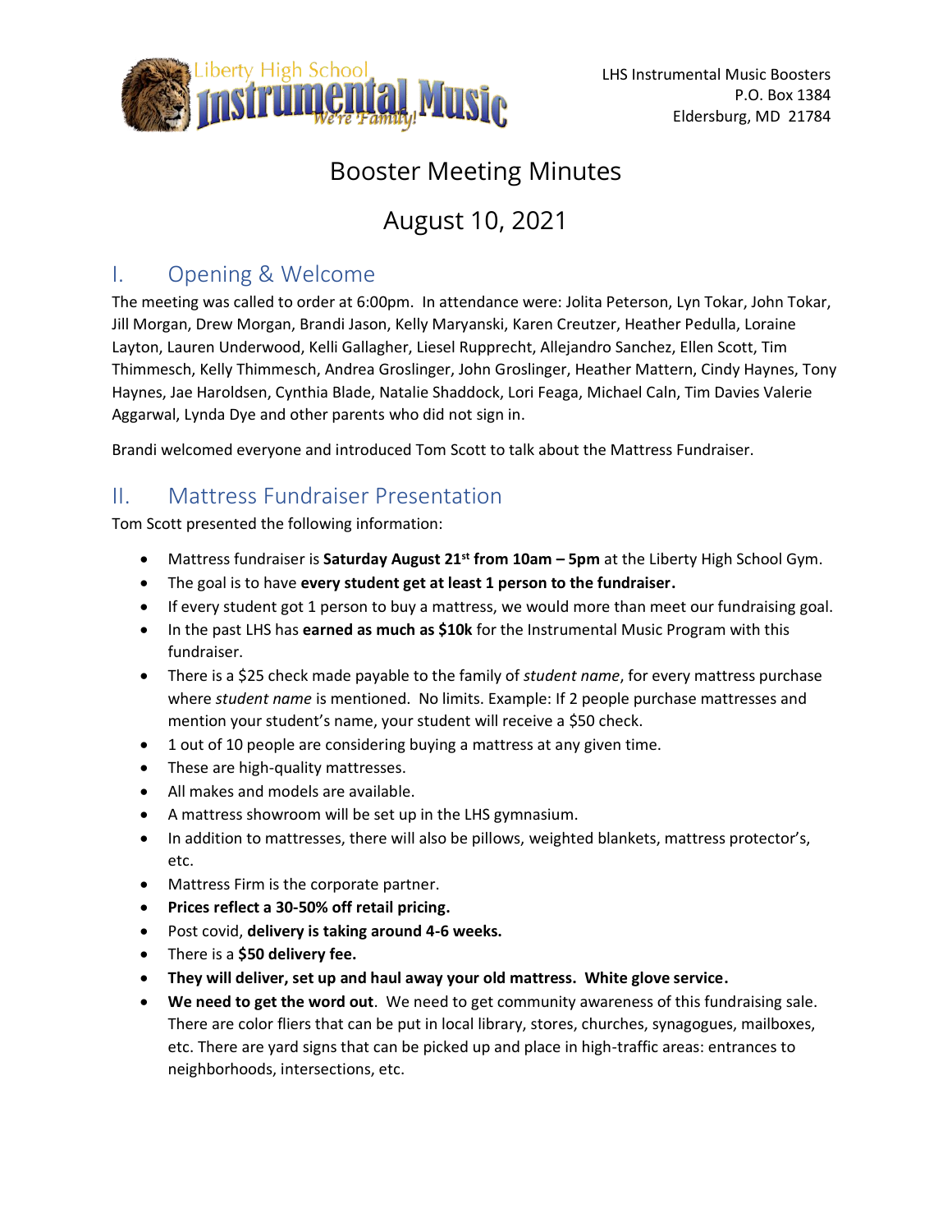LHS Instrumental Music Boosters
P.O. Box 1384
Eldersburg, MD 21784

# Booster Meeting Minutes

# August 10, 2021

## I. Opening & Welcome

The meeting was called to order at 6:00pm. In attendance were: Jolita Peterson, Lyn Tokar, John Tokar, Jill Morgan, Drew Morgan, Brandi Jason, Kelly Maryanski, Karen Creutzer, Heather Pedulla, Loraine Layton, Lauren Underwood, Kelli Gallagher, Liesel Rupprecht, Allejandro Sanchez, Ellen Scott, Tim Thimmesch, Kelly Thimmesch, Andrea Groslinger, John Groslinger, Heather Mattern, Cindy Haynes, Tony Haynes, Jae Haroldsen, Cynthia Blade, Natalie Shaddock, Lori Feaga, Michael Caln, Tim Davies Valerie Aggarwal, Lynda Dye and other parents who did not sign in.

Brandi welcomed everyone and introduced Tom Scott to talk about the Mattress Fundraiser.

## II. Mattress Fundraiser Presentation

Tom Scott presented the following information:

- Mattress fundraiser is **Saturday August 21st from 10am – 5pm** at the Liberty High School Gym.
- The goal is to have **every student get at least 1 person to the fundraiser.**
- If every student got 1 person to buy a mattress, we would more than meet our fundraising goal.
- In the past LHS has **earned as much as $10k** for the Instrumental Music Program with this fundraiser.
- There is a $25 check made payable to the family of *student name*, for every mattress purchase where *student name* is mentioned. No limits. Example: If 2 people purchase mattresses and mention your student's name, your student will receive a $50 check.
- 1 out of 10 people are considering buying a mattress at any given time.
- These are high-quality mattresses.
- All makes and models are available.
- A mattress showroom will be set up in the LHS gymnasium.
- In addition to mattresses, there will also be pillows, weighted blankets, mattress protector's, etc.
- Mattress Firm is the corporate partner.
- **Prices reflect a 30-50% off retail pricing.**
- Post covid, **delivery is taking around 4-6 weeks.**
- There is a **$50 delivery fee.**
- **They will deliver, set up and haul away your old mattress. White glove service.**
- **We need to get the word out**. We need to get community awareness of this fundraising sale. There are color fliers that can be put in local library, stores, churches, synagogues, mailboxes, etc. There are yard signs that can be picked up and place in high-traffic areas: entrances to neighborhoods, intersections, etc.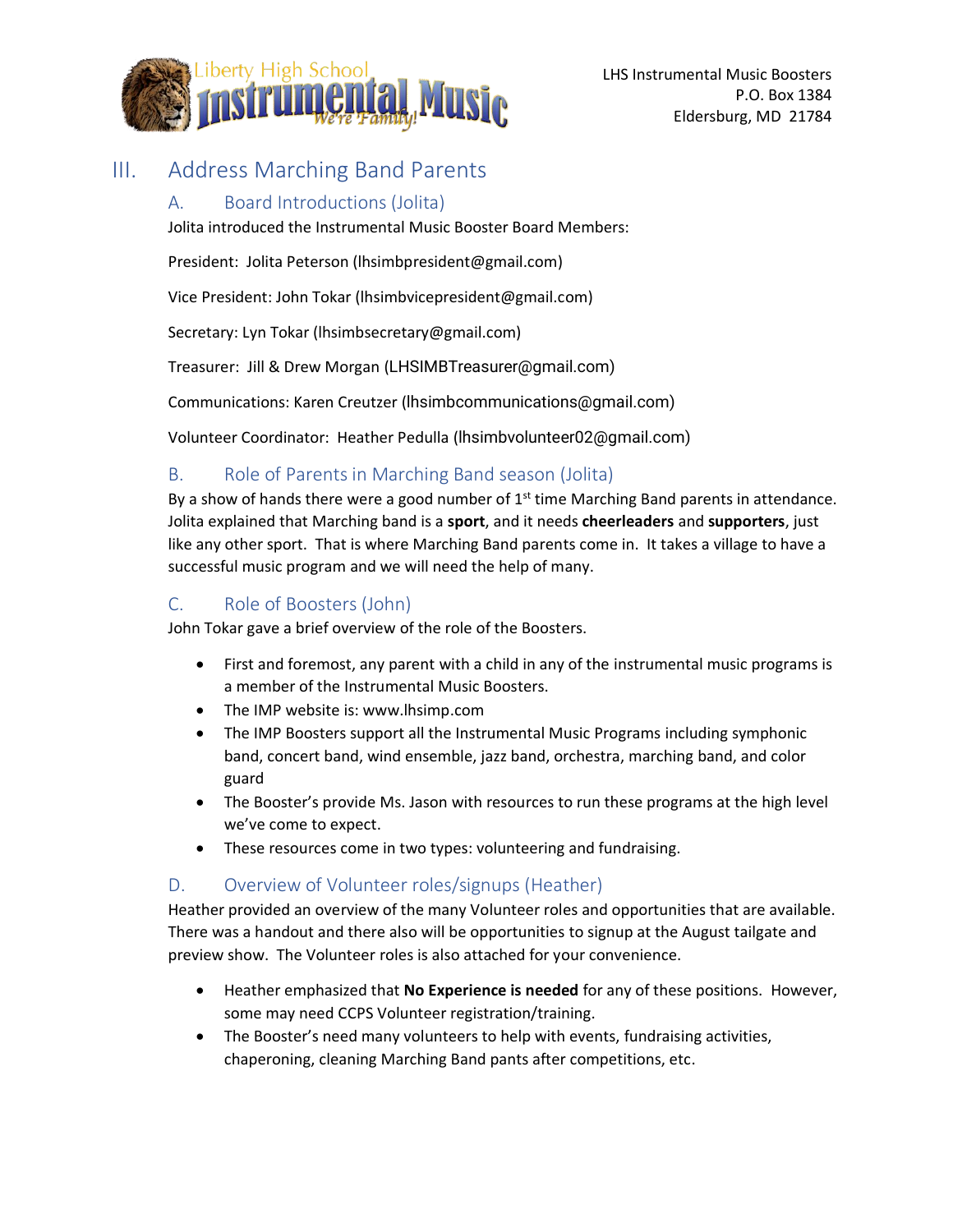## III. Address Marching Band Parents

### A. Board Introductions (Jolita)

Jolita introduced the Instrumental Music Booster Board Members:

President: Jolita Peterson (lhsimbpresident@gmail.com)

Vice President: John Tokar (lhsimbvicepresident@gmail.com)

Secretary: Lyn Tokar (lhsimbsecretary@gmail.com)

Treasurer: Jill & Drew Morgan (LHSIMBTreasurer@gmail.com)

Communications: Karen Creutzer (lhsimbcommunications@gmail.com)

Volunteer Coordinator: Heather Pedulla (lhsimbvolunteer02@gmail.com)

### B. Role of Parents in Marching Band season (Jolita)

By a show of hands there were a good number of 1st time Marching Band parents in attendance. Jolita explained that Marching band is a **sport**, and it needs **cheerleaders** and **supporters**, just like any other sport. That is where Marching Band parents come in. It takes a village to have a successful music program and we will need the help of many.

### C. Role of Boosters (John)

John Tokar gave a brief overview of the role of the Boosters.

- First and foremost, any parent with a child in any of the instrumental music programs is a member of the Instrumental Music Boosters.
- The IMP website is: www.lhsimp.com
- The IMP Boosters support all the Instrumental Music Programs including symphonic band, concert band, wind ensemble, jazz band, orchestra, marching band, and color guard
- The Booster's provide Ms. Jason with resources to run these programs at the high level we've come to expect.
- These resources come in two types: volunteering and fundraising.

### D. Overview of Volunteer roles/signups (Heather)

Heather provided an overview of the many Volunteer roles and opportunities that are available. There was a handout and there also will be opportunities to signup at the August tailgate and preview show. The Volunteer roles is also attached for your convenience.

- Heather emphasized that **No Experience is needed** for any of these positions. However, some may need CCPS Volunteer registration/training.
- The Booster's need many volunteers to help with events, fundraising activities, chaperoning, cleaning Marching Band pants after competitions, etc.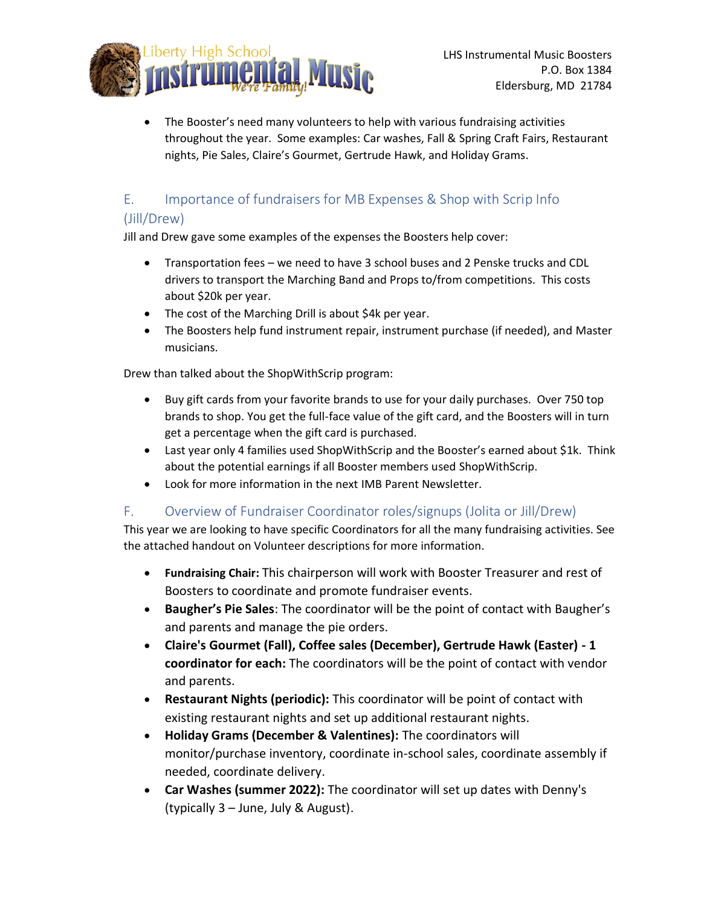- The Booster's need many volunteers to help with various fundraising activities throughout the year. Some examples: Car washes, Fall & Spring Craft Fairs, Restaurant nights, Pie Sales, Claire's Gourmet, Gertrude Hawk, and Holiday Grams.

## E. Importance of fundraisers for MB Expenses & Shop with Scrip Info (Jill/Drew)

Jill and Drew gave some examples of the expenses the Boosters help cover:

- Transportation fees – we need to have 3 school buses and 2 Penske trucks and CDL drivers to transport the Marching Band and Props to/from competitions. This costs about $20k per year.
- The cost of the Marching Drill is about $4k per year.
- The Boosters help fund instrument repair, instrument purchase (if needed), and Master musicians.

Drew than talked about the ShopWithScrip program:

- Buy gift cards from your favorite brands to use for your daily purchases. Over 750 top brands to shop. You get the full-face value of the gift card, and the Boosters will in turn get a percentage when the gift card is purchased.
- Last year only 4 families used ShopWithScrip and the Booster's earned about $1k. Think about the potential earnings if all Booster members used ShopWithScrip.
- Look for more information in the next IMB Parent Newsletter.

## F. Overview of Fundraiser Coordinator roles/signups (Jolita or Jill/Drew)

This year we are looking to have specific Coordinators for all the many fundraising activities. See the attached handout on Volunteer descriptions for more information.

- **Fundraising Chair:** This chairperson will work with Booster Treasurer and rest of Boosters to coordinate and promote fundraiser events.
- **Baugher's Pie Sales**: The coordinator will be the point of contact with Baugher's and parents and manage the pie orders.
- **Claire's Gourmet (Fall), Coffee sales (December), Gertrude Hawk (Easter) - 1 coordinator for each:** The coordinators will be the point of contact with vendor and parents.
- **Restaurant Nights (periodic):** This coordinator will be point of contact with existing restaurant nights and set up additional restaurant nights.
- **Holiday Grams (December & Valentines):** The coordinators will monitor/purchase inventory, coordinate in-school sales, coordinate assembly if needed, coordinate delivery.
- **Car Washes (summer 2022):** The coordinator will set up dates with Denny's (typically 3 – June, July & August).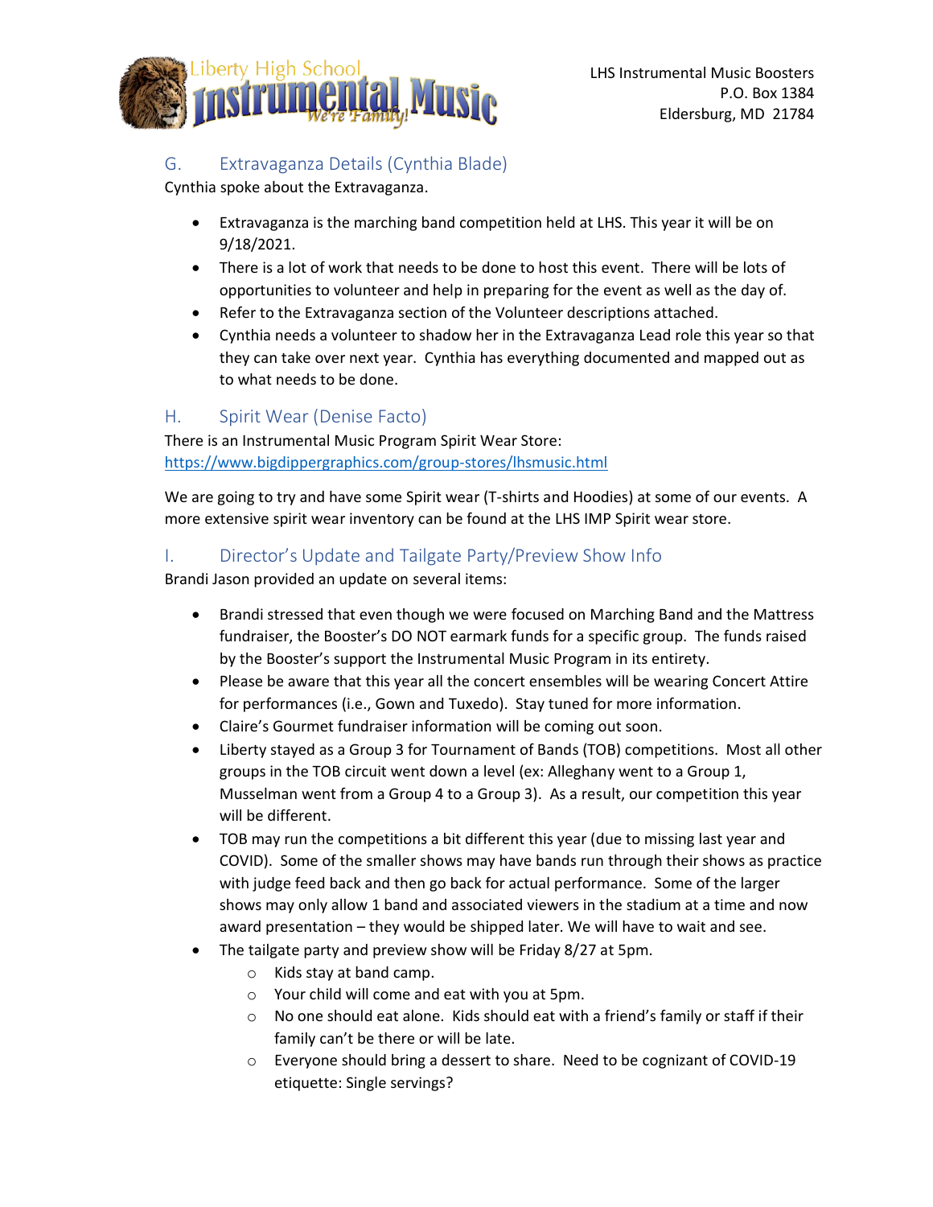## G. Extravaganza Details (Cynthia Blade)

Cynthia spoke about the Extravaganza.

- Extravaganza is the marching band competition held at LHS. This year it will be on 9/18/2021.
- There is a lot of work that needs to be done to host this event. There will be lots of opportunities to volunteer and help in preparing for the event as well as the day of.
- Refer to the Extravaganza section of the Volunteer descriptions attached.
- Cynthia needs a volunteer to shadow her in the Extravaganza Lead role this year so that they can take over next year. Cynthia has everything documented and mapped out as to what needs to be done.

## H. Spirit Wear (Denise Facto)

There is an Instrumental Music Program Spirit Wear Store:
https://www.bigdippergraphics.com/group-stores/lhsmusic.html

We are going to try and have some Spirit wear (T-shirts and Hoodies) at some of our events. A more extensive spirit wear inventory can be found at the LHS IMP Spirit wear store.

## I. Director's Update and Tailgate Party/Preview Show Info

Brandi Jason provided an update on several items:

- Brandi stressed that even though we were focused on Marching Band and the Mattress fundraiser, the Booster's DO NOT earmark funds for a specific group. The funds raised by the Booster's support the Instrumental Music Program in its entirety.
- Please be aware that this year all the concert ensembles will be wearing Concert Attire for performances (i.e., Gown and Tuxedo). Stay tuned for more information.
- Claire's Gourmet fundraiser information will be coming out soon.
- Liberty stayed as a Group 3 for Tournament of Bands (TOB) competitions. Most all other groups in the TOB circuit went down a level (ex: Alleghany went to a Group 1, Musselman went from a Group 4 to a Group 3). As a result, our competition this year will be different.
- TOB may run the competitions a bit different this year (due to missing last year and COVID). Some of the smaller shows may have bands run through their shows as practice with judge feed back and then go back for actual performance. Some of the larger shows may only allow 1 band and associated viewers in the stadium at a time and now award presentation – they would be shipped later. We will have to wait and see.
- The tailgate party and preview show will be Friday 8/27 at 5pm.
  - Kids stay at band camp.
  - Your child will come and eat with you at 5pm.
  - No one should eat alone. Kids should eat with a friend's family or staff if their family can't be there or will be late.
  - Everyone should bring a dessert to share. Need to be cognizant of COVID-19 etiquette: Single servings?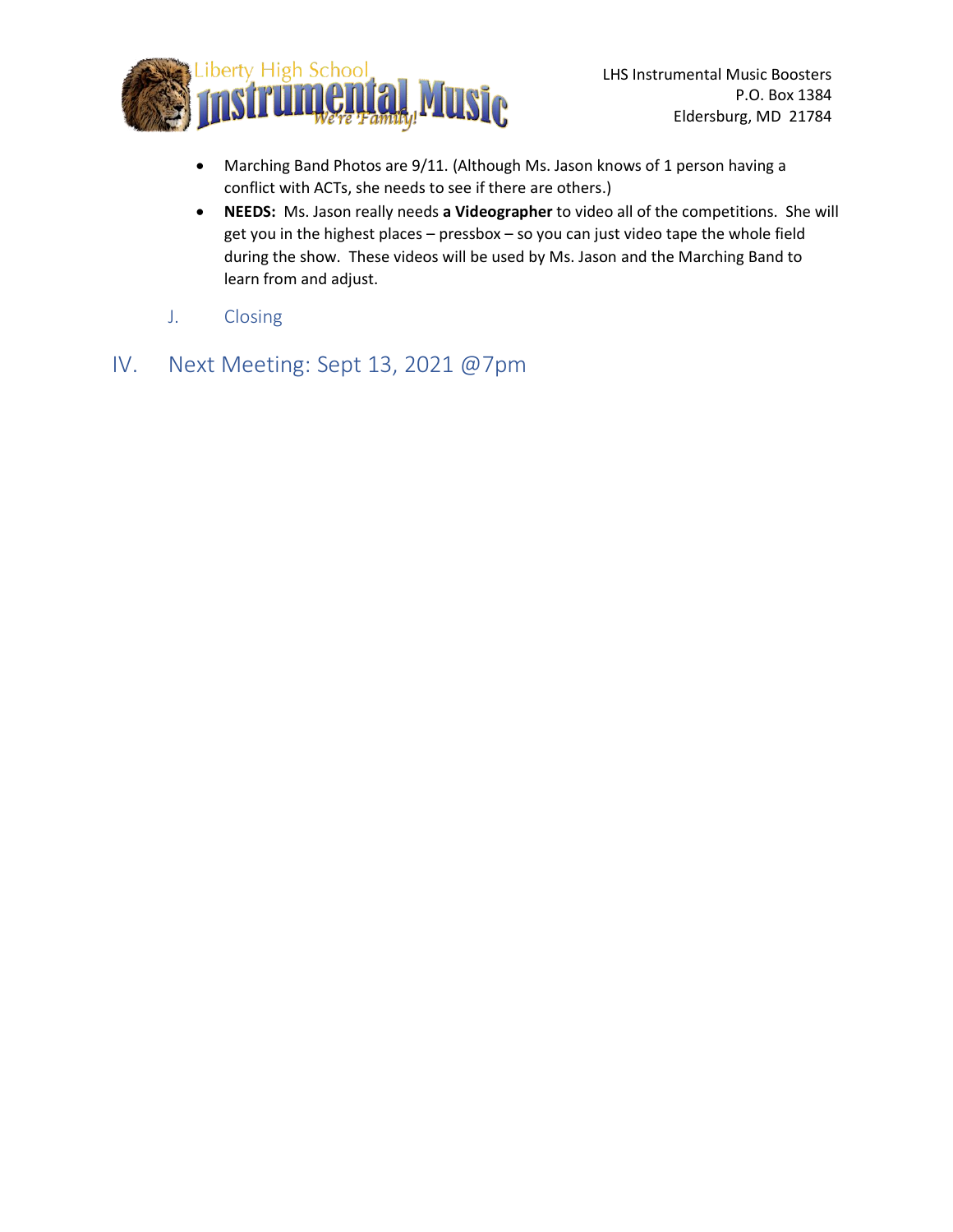- Marching Band Photos are 9/11. (Although Ms. Jason knows of 1 person having a conflict with ACTs, she needs to see if there are others.)
- **NEEDS:** Ms. Jason really needs **a Videographer** to video all of the competitions. She will get you in the highest places – pressbox – so you can just video tape the whole field during the show. These videos will be used by Ms. Jason and the Marching Band to learn from and adjust.

### J. Closing

## IV. Next Meeting: Sept 13, 2021 @7pm